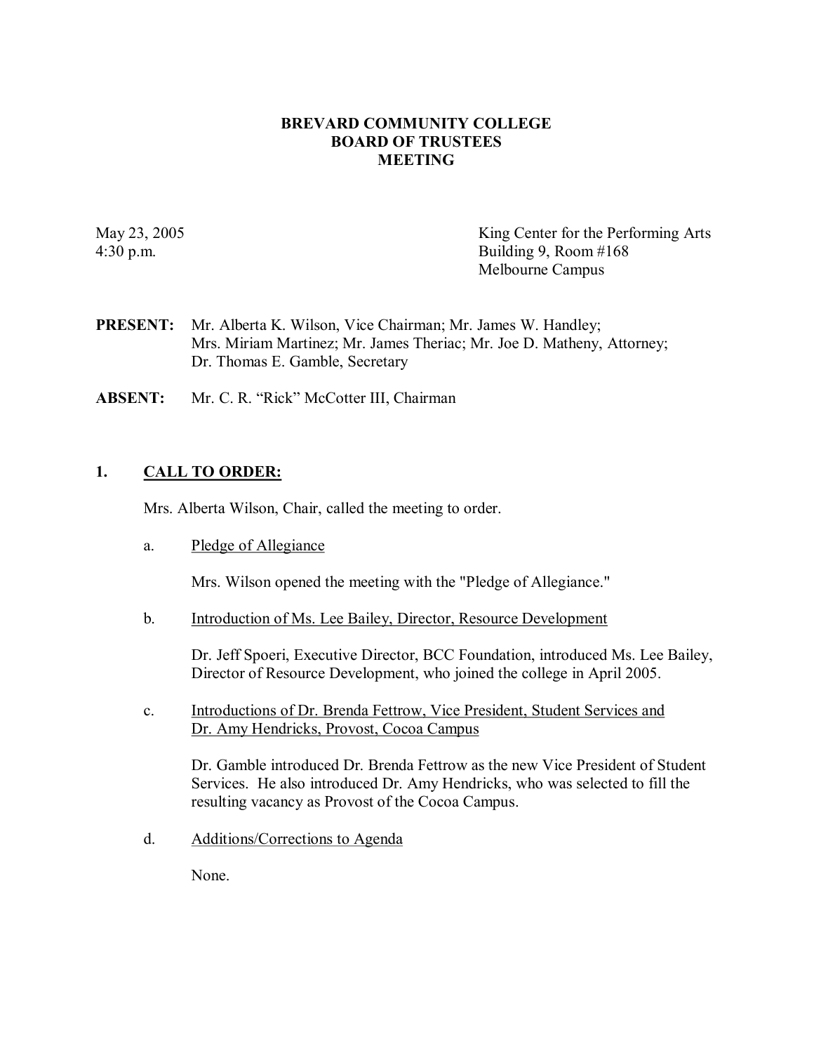# BREVARD COMMUNITY COLLEGE
# BOARD OF TRUSTEES
# MEETING

May 23, 2005
4:30 p.m.

King Center for the Performing Arts
Building 9, Room #168
Melbourne Campus

**PRESENT:** Mr. Alberta K. Wilson, Vice Chairman; Mr. James W. Handley; Mrs. Miriam Martinez; Mr. James Theriac; Mr. Joe D. Matheny, Attorney; Dr. Thomas E. Gamble, Secretary

**ABSENT:** Mr. C. R. "Rick" McCotter III, Chairman

## 1. CALL TO ORDER:

Mrs. Alberta Wilson, Chair, called the meeting to order.

a. Pledge of Allegiance

Mrs. Wilson opened the meeting with the "Pledge of Allegiance."

b. Introduction of Ms. Lee Bailey, Director, Resource Development

Dr. Jeff Spoeri, Executive Director, BCC Foundation, introduced Ms. Lee Bailey, Director of Resource Development, who joined the college in April 2005.

c. Introductions of Dr. Brenda Fettrow, Vice President, Student Services and Dr. Amy Hendricks, Provost, Cocoa Campus

Dr. Gamble introduced Dr. Brenda Fettrow as the new Vice President of Student Services. He also introduced Dr. Amy Hendricks, who was selected to fill the resulting vacancy as Provost of the Cocoa Campus.

d. Additions/Corrections to Agenda

None.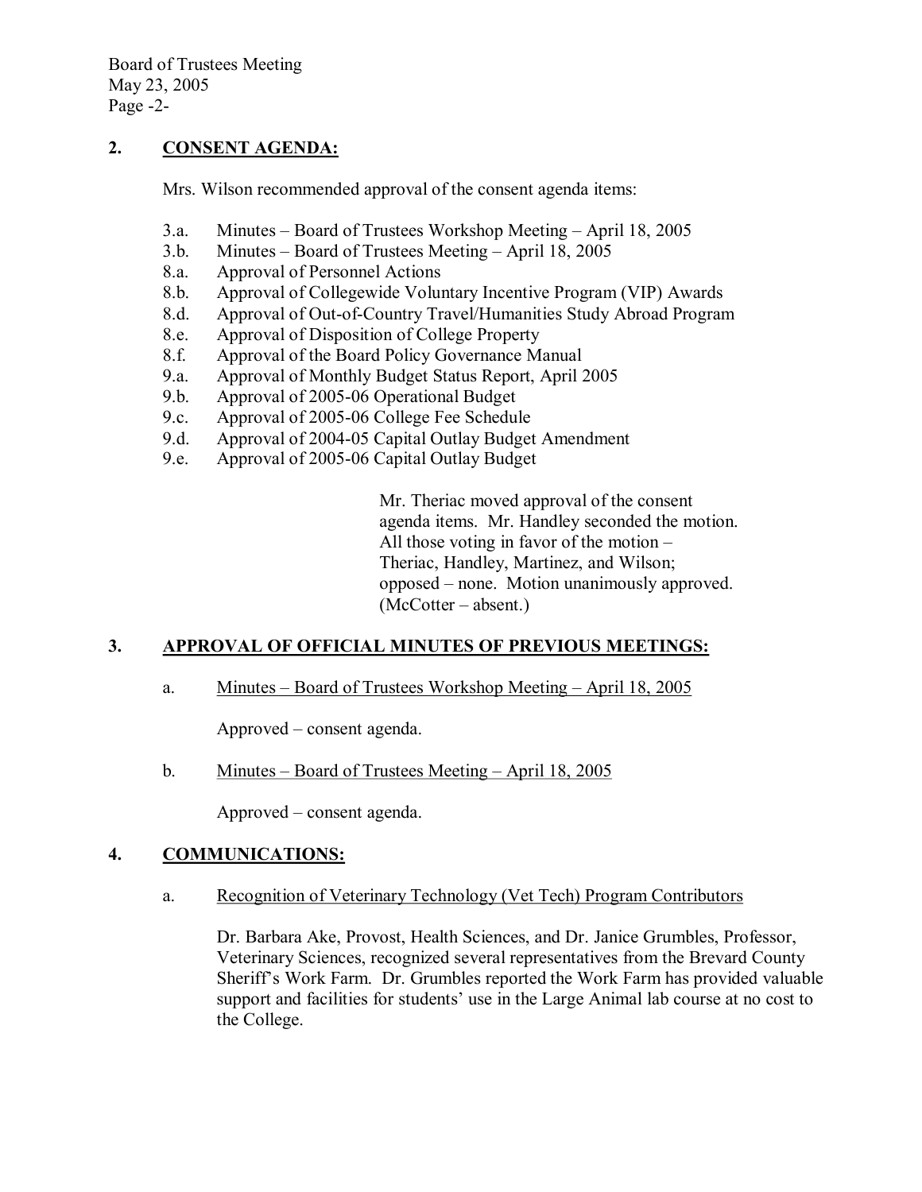## 2. CONSENT AGENDA:

Mrs. Wilson recommended approval of the consent agenda items:

- 3.a. Minutes – Board of Trustees Workshop Meeting – April 18, 2005
- 3.b. Minutes – Board of Trustees Meeting – April 18, 2005
- 8.a. Approval of Personnel Actions
- 8.b. Approval of Collegewide Voluntary Incentive Program (VIP) Awards
- 8.d. Approval of Out-of-Country Travel/Humanities Study Abroad Program
- 8.e. Approval of Disposition of College Property
- 8.f. Approval of the Board Policy Governance Manual
- 9.a. Approval of Monthly Budget Status Report, April 2005
- 9.b. Approval of 2005-06 Operational Budget
- 9.c. Approval of 2005-06 College Fee Schedule
- 9.d. Approval of 2004-05 Capital Outlay Budget Amendment
- 9.e. Approval of 2005-06 Capital Outlay Budget

Mr. Theriac moved approval of the consent agenda items. Mr. Handley seconded the motion. All those voting in favor of the motion – Theriac, Handley, Martinez, and Wilson; opposed – none. Motion unanimously approved. (McCotter – absent.)

## 3. APPROVAL OF OFFICIAL MINUTES OF PREVIOUS MEETINGS:

a. Minutes – Board of Trustees Workshop Meeting – April 18, 2005

Approved – consent agenda.

b. Minutes – Board of Trustees Meeting – April 18, 2005

Approved – consent agenda.

## 4. COMMUNICATIONS:

a. Recognition of Veterinary Technology (Vet Tech) Program Contributors

Dr. Barbara Ake, Provost, Health Sciences, and Dr. Janice Grumbles, Professor, Veterinary Sciences, recognized several representatives from the Brevard County Sheriff's Work Farm. Dr. Grumbles reported the Work Farm has provided valuable support and facilities for students' use in the Large Animal lab course at no cost to the College.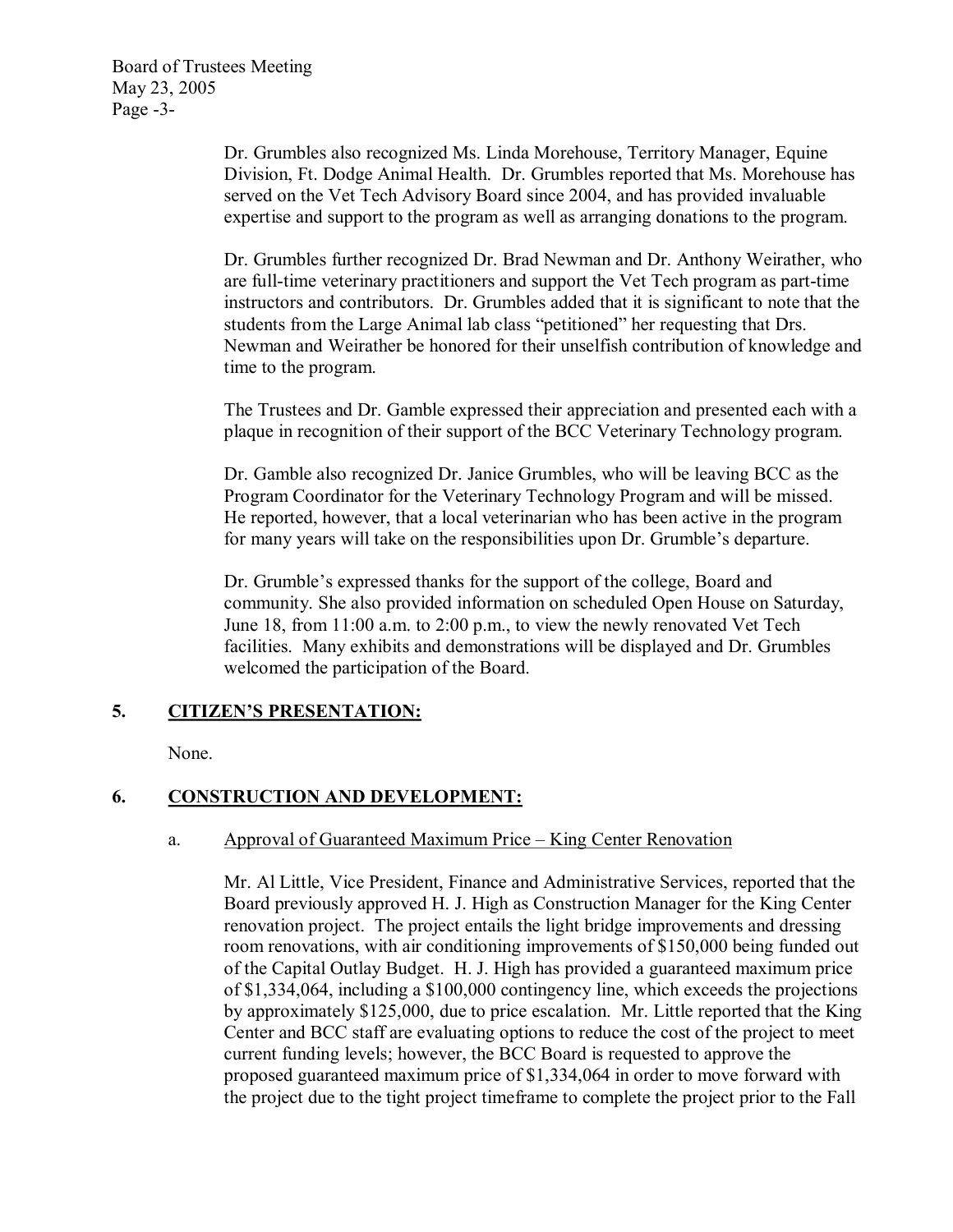Dr. Grumbles also recognized Ms. Linda Morehouse, Territory Manager, Equine Division, Ft. Dodge Animal Health. Dr. Grumbles reported that Ms. Morehouse has served on the Vet Tech Advisory Board since 2004, and has provided invaluable expertise and support to the program as well as arranging donations to the program.

Dr. Grumbles further recognized Dr. Brad Newman and Dr. Anthony Weirather, who are full-time veterinary practitioners and support the Vet Tech program as part-time instructors and contributors. Dr. Grumbles added that it is significant to note that the students from the Large Animal lab class "petitioned" her requesting that Drs. Newman and Weirather be honored for their unselfish contribution of knowledge and time to the program.

The Trustees and Dr. Gamble expressed their appreciation and presented each with a plaque in recognition of their support of the BCC Veterinary Technology program.

Dr. Gamble also recognized Dr. Janice Grumbles, who will be leaving BCC as the Program Coordinator for the Veterinary Technology Program and will be missed. He reported, however, that a local veterinarian who has been active in the program for many years will take on the responsibilities upon Dr. Grumble's departure.

Dr. Grumble's expressed thanks for the support of the college, Board and community. She also provided information on scheduled Open House on Saturday, June 18, from 11:00 a.m. to 2:00 p.m., to view the newly renovated Vet Tech facilities. Many exhibits and demonstrations will be displayed and Dr. Grumbles welcomed the participation of the Board.

## 5. CITIZEN'S PRESENTATION:

None.

## 6. CONSTRUCTION AND DEVELOPMENT:

### a. Approval of Guaranteed Maximum Price – King Center Renovation

Mr. Al Little, Vice President, Finance and Administrative Services, reported that the Board previously approved H. J. High as Construction Manager for the King Center renovation project. The project entails the light bridge improvements and dressing room renovations, with air conditioning improvements of $150,000 being funded out of the Capital Outlay Budget. H. J. High has provided a guaranteed maximum price of $1,334,064, including a $100,000 contingency line, which exceeds the projections by approximately $125,000, due to price escalation. Mr. Little reported that the King Center and BCC staff are evaluating options to reduce the cost of the project to meet current funding levels; however, the BCC Board is requested to approve the proposed guaranteed maximum price of $1,334,064 in order to move forward with the project due to the tight project timeframe to complete the project prior to the Fall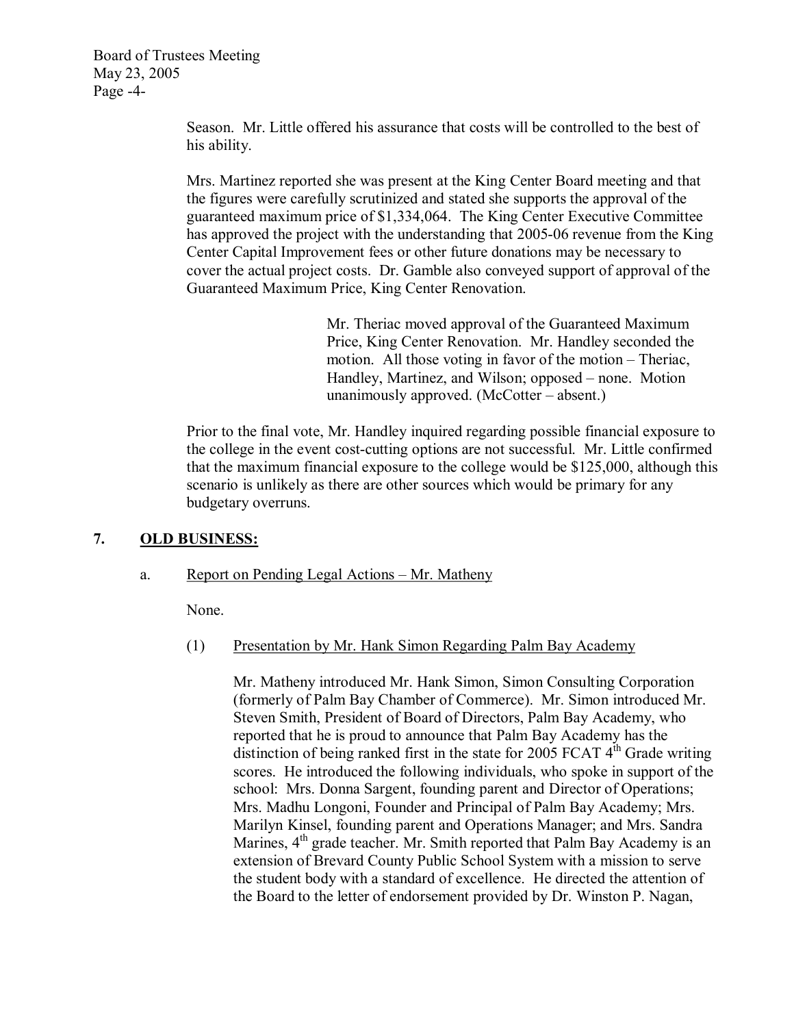Season. Mr. Little offered his assurance that costs will be controlled to the best of his ability.

Mrs. Martinez reported she was present at the King Center Board meeting and that the figures were carefully scrutinized and stated she supports the approval of the guaranteed maximum price of $1,334,064. The King Center Executive Committee has approved the project with the understanding that 2005-06 revenue from the King Center Capital Improvement fees or other future donations may be necessary to cover the actual project costs. Dr. Gamble also conveyed support of approval of the Guaranteed Maximum Price, King Center Renovation.

> Mr. Theriac moved approval of the Guaranteed Maximum Price, King Center Renovation. Mr. Handley seconded the motion. All those voting in favor of the motion – Theriac, Handley, Martinez, and Wilson; opposed – none. Motion unanimously approved. (McCotter – absent.)

Prior to the final vote, Mr. Handley inquired regarding possible financial exposure to the college in the event cost-cutting options are not successful. Mr. Little confirmed that the maximum financial exposure to the college would be $125,000, although this scenario is unlikely as there are other sources which would be primary for any budgetary overruns.

## 7. OLD BUSINESS:

a. Report on Pending Legal Actions – Mr. Matheny

None.

(1) Presentation by Mr. Hank Simon Regarding Palm Bay Academy

Mr. Matheny introduced Mr. Hank Simon, Simon Consulting Corporation (formerly of Palm Bay Chamber of Commerce). Mr. Simon introduced Mr. Steven Smith, President of Board of Directors, Palm Bay Academy, who reported that he is proud to announce that Palm Bay Academy has the distinction of being ranked first in the state for 2005 FCAT 4th Grade writing scores. He introduced the following individuals, who spoke in support of the school: Mrs. Donna Sargent, founding parent and Director of Operations; Mrs. Madhu Longoni, Founder and Principal of Palm Bay Academy; Mrs. Marilyn Kinsel, founding parent and Operations Manager; and Mrs. Sandra Marines, 4th grade teacher. Mr. Smith reported that Palm Bay Academy is an extension of Brevard County Public School System with a mission to serve the student body with a standard of excellence. He directed the attention of the Board to the letter of endorsement provided by Dr. Winston P. Nagan,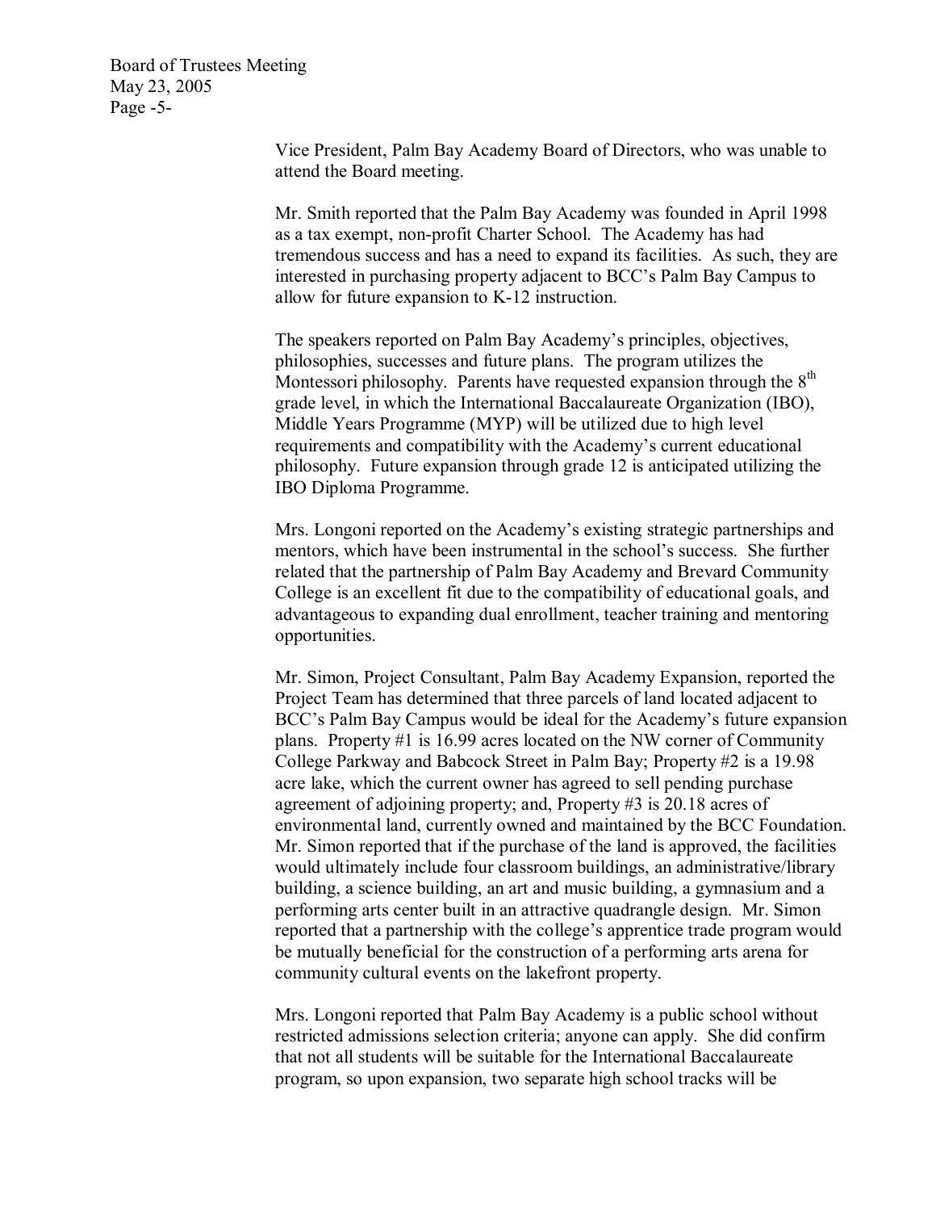Vice President, Palm Bay Academy Board of Directors, who was unable to attend the Board meeting.

Mr. Smith reported that the Palm Bay Academy was founded in April 1998 as a tax exempt, non-profit Charter School. The Academy has had tremendous success and has a need to expand its facilities. As such, they are interested in purchasing property adjacent to BCC's Palm Bay Campus to allow for future expansion to K-12 instruction.

The speakers reported on Palm Bay Academy's principles, objectives, philosophies, successes and future plans. The program utilizes the Montessori philosophy. Parents have requested expansion through the 8th grade level, in which the International Baccalaureate Organization (IBO), Middle Years Programme (MYP) will be utilized due to high level requirements and compatibility with the Academy's current educational philosophy. Future expansion through grade 12 is anticipated utilizing the IBO Diploma Programme.

Mrs. Longoni reported on the Academy's existing strategic partnerships and mentors, which have been instrumental in the school's success. She further related that the partnership of Palm Bay Academy and Brevard Community College is an excellent fit due to the compatibility of educational goals, and advantageous to expanding dual enrollment, teacher training and mentoring opportunities.

Mr. Simon, Project Consultant, Palm Bay Academy Expansion, reported the Project Team has determined that three parcels of land located adjacent to BCC's Palm Bay Campus would be ideal for the Academy's future expansion plans. Property #1 is 16.99 acres located on the NW corner of Community College Parkway and Babcock Street in Palm Bay; Property #2 is a 19.98 acre lake, which the current owner has agreed to sell pending purchase agreement of adjoining property; and, Property #3 is 20.18 acres of environmental land, currently owned and maintained by the BCC Foundation. Mr. Simon reported that if the purchase of the land is approved, the facilities would ultimately include four classroom buildings, an administrative/library building, a science building, an art and music building, a gymnasium and a performing arts center built in an attractive quadrangle design. Mr. Simon reported that a partnership with the college's apprentice trade program would be mutually beneficial for the construction of a performing arts arena for community cultural events on the lakefront property.

Mrs. Longoni reported that Palm Bay Academy is a public school without restricted admissions selection criteria; anyone can apply. She did confirm that not all students will be suitable for the International Baccalaureate program, so upon expansion, two separate high school tracks will be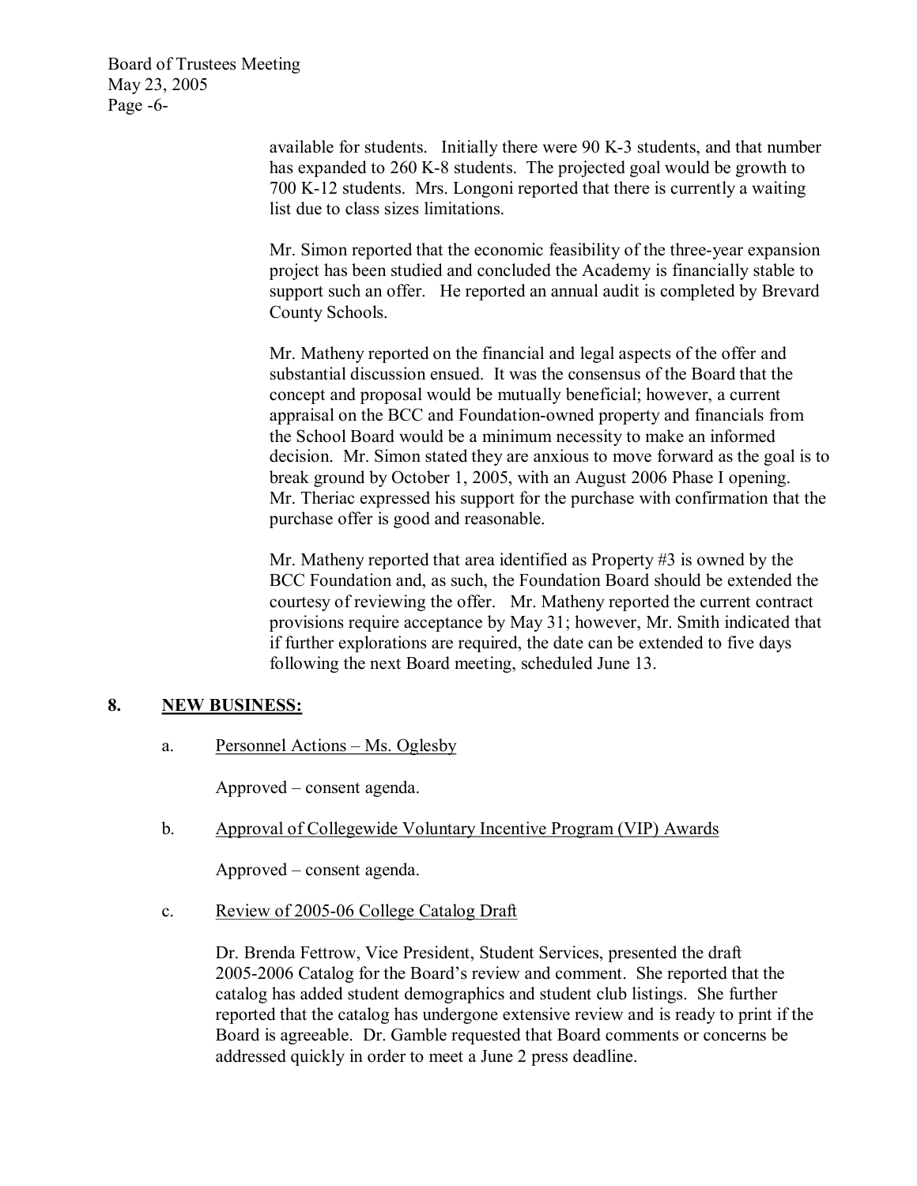available for students. Initially there were 90 K-3 students, and that number has expanded to 260 K-8 students. The projected goal would be growth to 700 K-12 students. Mrs. Longoni reported that there is currently a waiting list due to class sizes limitations.

Mr. Simon reported that the economic feasibility of the three-year expansion project has been studied and concluded the Academy is financially stable to support such an offer. He reported an annual audit is completed by Brevard County Schools.

Mr. Matheny reported on the financial and legal aspects of the offer and substantial discussion ensued. It was the consensus of the Board that the concept and proposal would be mutually beneficial; however, a current appraisal on the BCC and Foundation-owned property and financials from the School Board would be a minimum necessity to make an informed decision. Mr. Simon stated they are anxious to move forward as the goal is to break ground by October 1, 2005, with an August 2006 Phase I opening. Mr. Theriac expressed his support for the purchase with confirmation that the purchase offer is good and reasonable.

Mr. Matheny reported that area identified as Property #3 is owned by the BCC Foundation and, as such, the Foundation Board should be extended the courtesy of reviewing the offer. Mr. Matheny reported the current contract provisions require acceptance by May 31; however, Mr. Smith indicated that if further explorations are required, the date can be extended to five days following the next Board meeting, scheduled June 13.

## 8. NEW BUSINESS:

a. Personnel Actions – Ms. Oglesby

Approved – consent agenda.

b. Approval of Collegewide Voluntary Incentive Program (VIP) Awards

Approved – consent agenda.

c. Review of 2005-06 College Catalog Draft

Dr. Brenda Fettrow, Vice President, Student Services, presented the draft 2005-2006 Catalog for the Board's review and comment. She reported that the catalog has added student demographics and student club listings. She further reported that the catalog has undergone extensive review and is ready to print if the Board is agreeable. Dr. Gamble requested that Board comments or concerns be addressed quickly in order to meet a June 2 press deadline.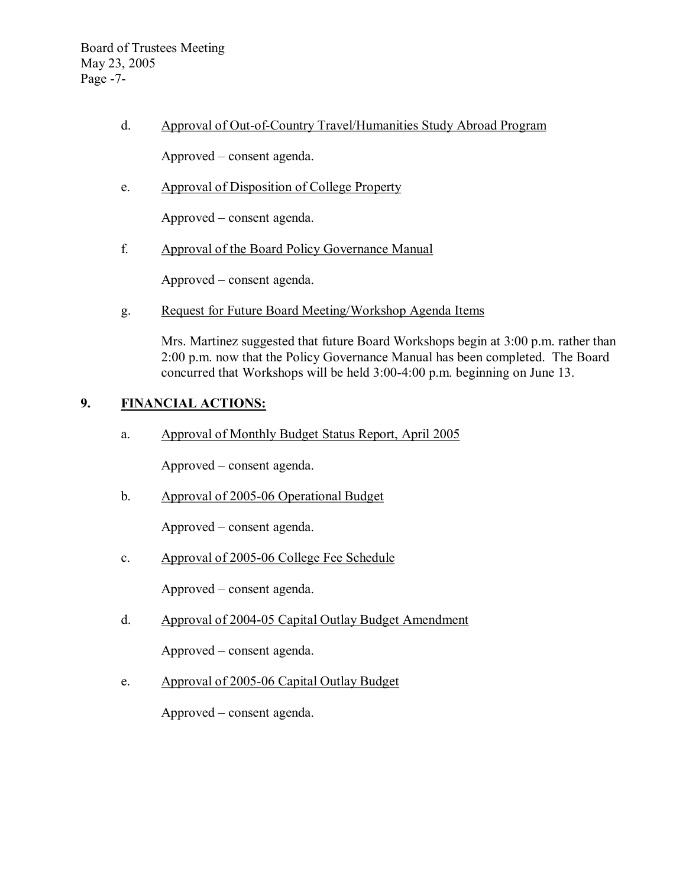d. Approval of Out-of-Country Travel/Humanities Study Abroad Program

Approved – consent agenda.

e. Approval of Disposition of College Property

Approved – consent agenda.

f. Approval of the Board Policy Governance Manual

Approved – consent agenda.

g. Request for Future Board Meeting/Workshop Agenda Items

Mrs. Martinez suggested that future Board Workshops begin at 3:00 p.m. rather than 2:00 p.m. now that the Policy Governance Manual has been completed. The Board concurred that Workshops will be held 3:00-4:00 p.m. beginning on June 13.

## 9. FINANCIAL ACTIONS:

a. Approval of Monthly Budget Status Report, April 2005

Approved – consent agenda.

b. Approval of 2005-06 Operational Budget

Approved – consent agenda.

c. Approval of 2005-06 College Fee Schedule

Approved – consent agenda.

d. Approval of 2004-05 Capital Outlay Budget Amendment

Approved – consent agenda.

e. Approval of 2005-06 Capital Outlay Budget

Approved – consent agenda.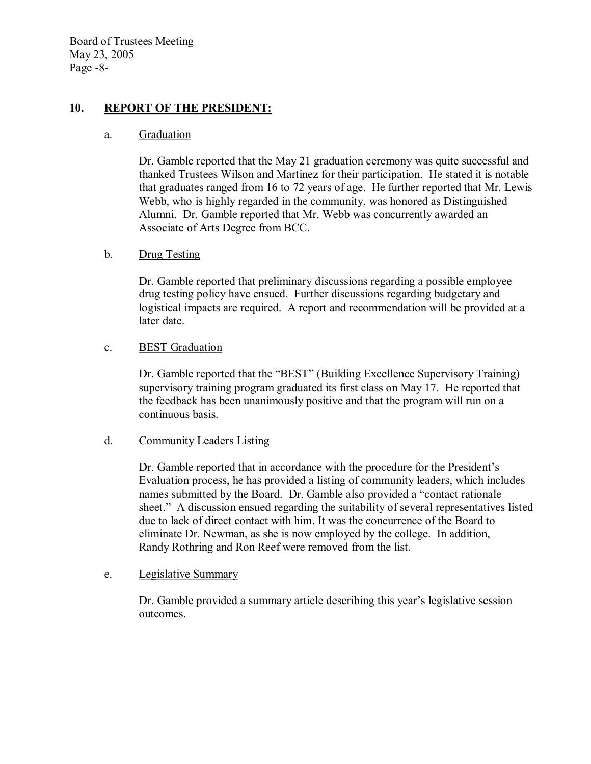## 10. REPORT OF THE PRESIDENT:

### a. Graduation

Dr. Gamble reported that the May 21 graduation ceremony was quite successful and thanked Trustees Wilson and Martinez for their participation. He stated it is notable that graduates ranged from 16 to 72 years of age. He further reported that Mr. Lewis Webb, who is highly regarded in the community, was honored as Distinguished Alumni. Dr. Gamble reported that Mr. Webb was concurrently awarded an Associate of Arts Degree from BCC.

### b. Drug Testing

Dr. Gamble reported that preliminary discussions regarding a possible employee drug testing policy have ensued. Further discussions regarding budgetary and logistical impacts are required. A report and recommendation will be provided at a later date.

### c. BEST Graduation

Dr. Gamble reported that the "BEST" (Building Excellence Supervisory Training) supervisory training program graduated its first class on May 17. He reported that the feedback has been unanimously positive and that the program will run on a continuous basis.

### d. Community Leaders Listing

Dr. Gamble reported that in accordance with the procedure for the President's Evaluation process, he has provided a listing of community leaders, which includes names submitted by the Board. Dr. Gamble also provided a "contact rationale sheet." A discussion ensued regarding the suitability of several representatives listed due to lack of direct contact with him. It was the concurrence of the Board to eliminate Dr. Newman, as she is now employed by the college. In addition, Randy Rothring and Ron Reef were removed from the list.

### e. Legislative Summary

Dr. Gamble provided a summary article describing this year's legislative session outcomes.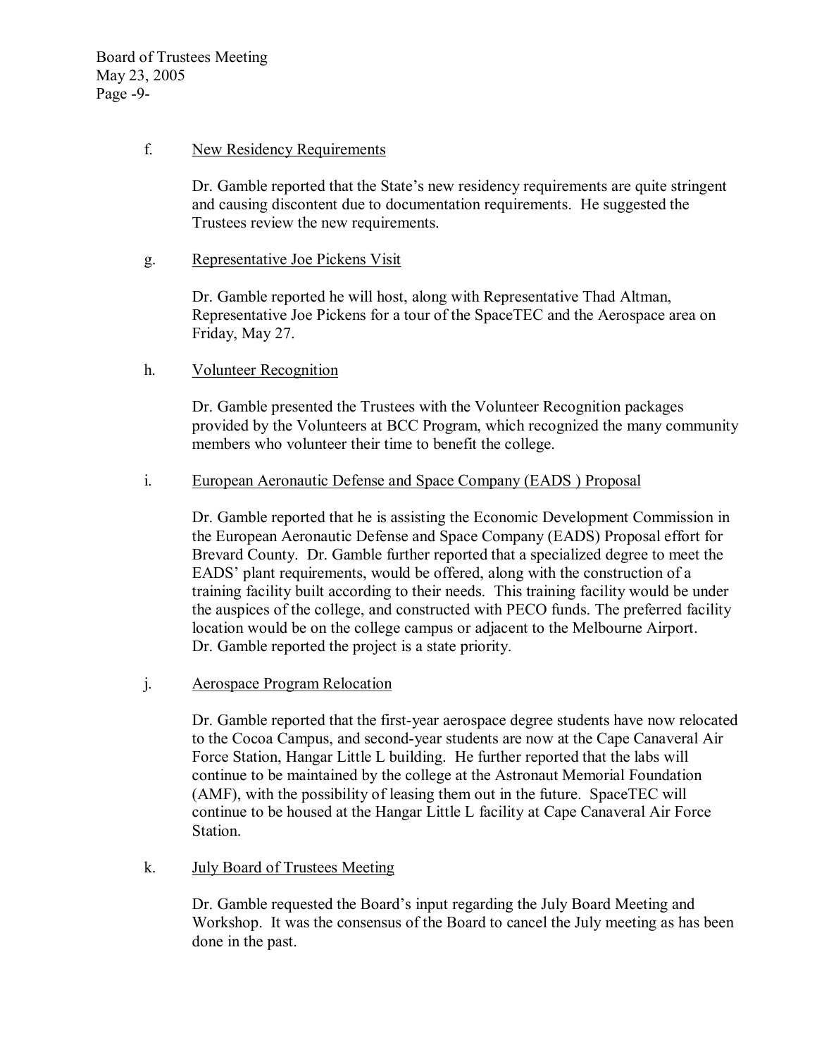f. New Residency Requirements

Dr. Gamble reported that the State's new residency requirements are quite stringent and causing discontent due to documentation requirements. He suggested the Trustees review the new requirements.

g. Representative Joe Pickens Visit

Dr. Gamble reported he will host, along with Representative Thad Altman, Representative Joe Pickens for a tour of the SpaceTEC and the Aerospace area on Friday, May 27.

h. Volunteer Recognition

Dr. Gamble presented the Trustees with the Volunteer Recognition packages provided by the Volunteers at BCC Program, which recognized the many community members who volunteer their time to benefit the college.

i. European Aeronautic Defense and Space Company (EADS ) Proposal

Dr. Gamble reported that he is assisting the Economic Development Commission in the European Aeronautic Defense and Space Company (EADS) Proposal effort for Brevard County. Dr. Gamble further reported that a specialized degree to meet the EADS' plant requirements, would be offered, along with the construction of a training facility built according to their needs. This training facility would be under the auspices of the college, and constructed with PECO funds. The preferred facility location would be on the college campus or adjacent to the Melbourne Airport. Dr. Gamble reported the project is a state priority.

j. Aerospace Program Relocation

Dr. Gamble reported that the first-year aerospace degree students have now relocated to the Cocoa Campus, and second-year students are now at the Cape Canaveral Air Force Station, Hangar Little L building. He further reported that the labs will continue to be maintained by the college at the Astronaut Memorial Foundation (AMF), with the possibility of leasing them out in the future. SpaceTEC will continue to be housed at the Hangar Little L facility at Cape Canaveral Air Force Station.

k. July Board of Trustees Meeting

Dr. Gamble requested the Board's input regarding the July Board Meeting and Workshop. It was the consensus of the Board to cancel the July meeting as has been done in the past.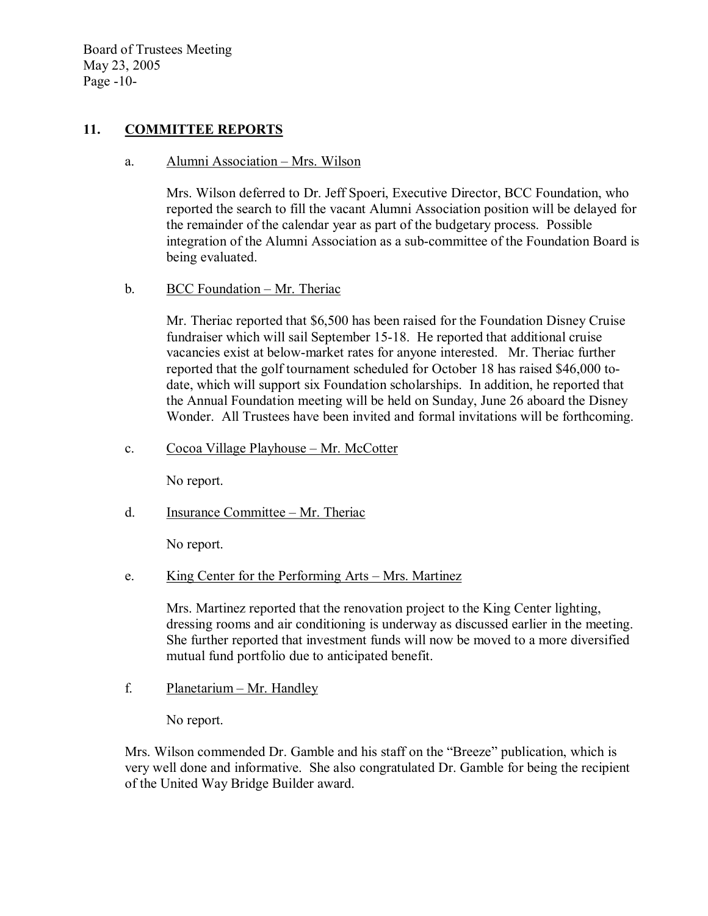## 11. COMMITTEE REPORTS

a. Alumni Association – Mrs. Wilson

Mrs. Wilson deferred to Dr. Jeff Spoeri, Executive Director, BCC Foundation, who reported the search to fill the vacant Alumni Association position will be delayed for the remainder of the calendar year as part of the budgetary process. Possible integration of the Alumni Association as a sub-committee of the Foundation Board is being evaluated.

b. BCC Foundation – Mr. Theriac

Mr. Theriac reported that $6,500 has been raised for the Foundation Disney Cruise fundraiser which will sail September 15-18. He reported that additional cruise vacancies exist at below-market rates for anyone interested. Mr. Theriac further reported that the golf tournament scheduled for October 18 has raised $46,000 to-date, which will support six Foundation scholarships. In addition, he reported that the Annual Foundation meeting will be held on Sunday, June 26 aboard the Disney Wonder. All Trustees have been invited and formal invitations will be forthcoming.

c. Cocoa Village Playhouse – Mr. McCotter

No report.

d. Insurance Committee – Mr. Theriac

No report.

e. King Center for the Performing Arts – Mrs. Martinez

Mrs. Martinez reported that the renovation project to the King Center lighting, dressing rooms and air conditioning is underway as discussed earlier in the meeting. She further reported that investment funds will now be moved to a more diversified mutual fund portfolio due to anticipated benefit.

f. Planetarium – Mr. Handley

No report.

Mrs. Wilson commended Dr. Gamble and his staff on the "Breeze" publication, which is very well done and informative. She also congratulated Dr. Gamble for being the recipient of the United Way Bridge Builder award.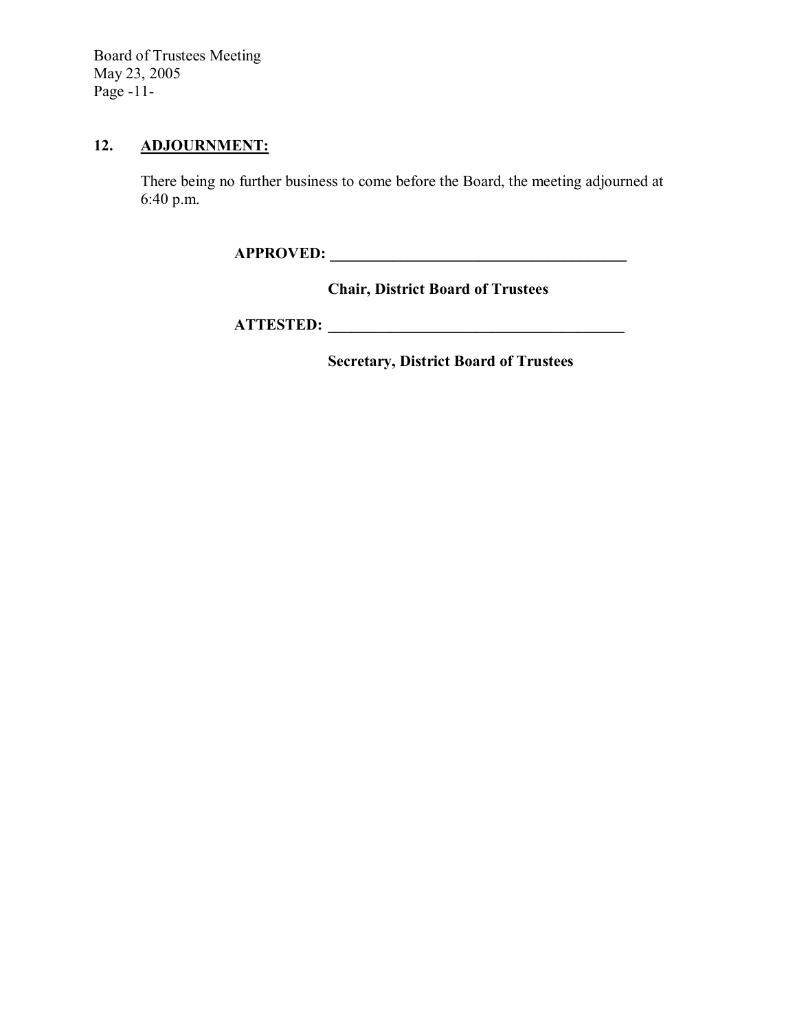## 12. ADJOURNMENT:

There being no further business to come before the Board, the meeting adjourned at 6:40 p.m.

**APPROVED: _______________________________________**

**Chair, District Board of Trustees**

**ATTESTED: _______________________________________**

**Secretary, District Board of Trustees**